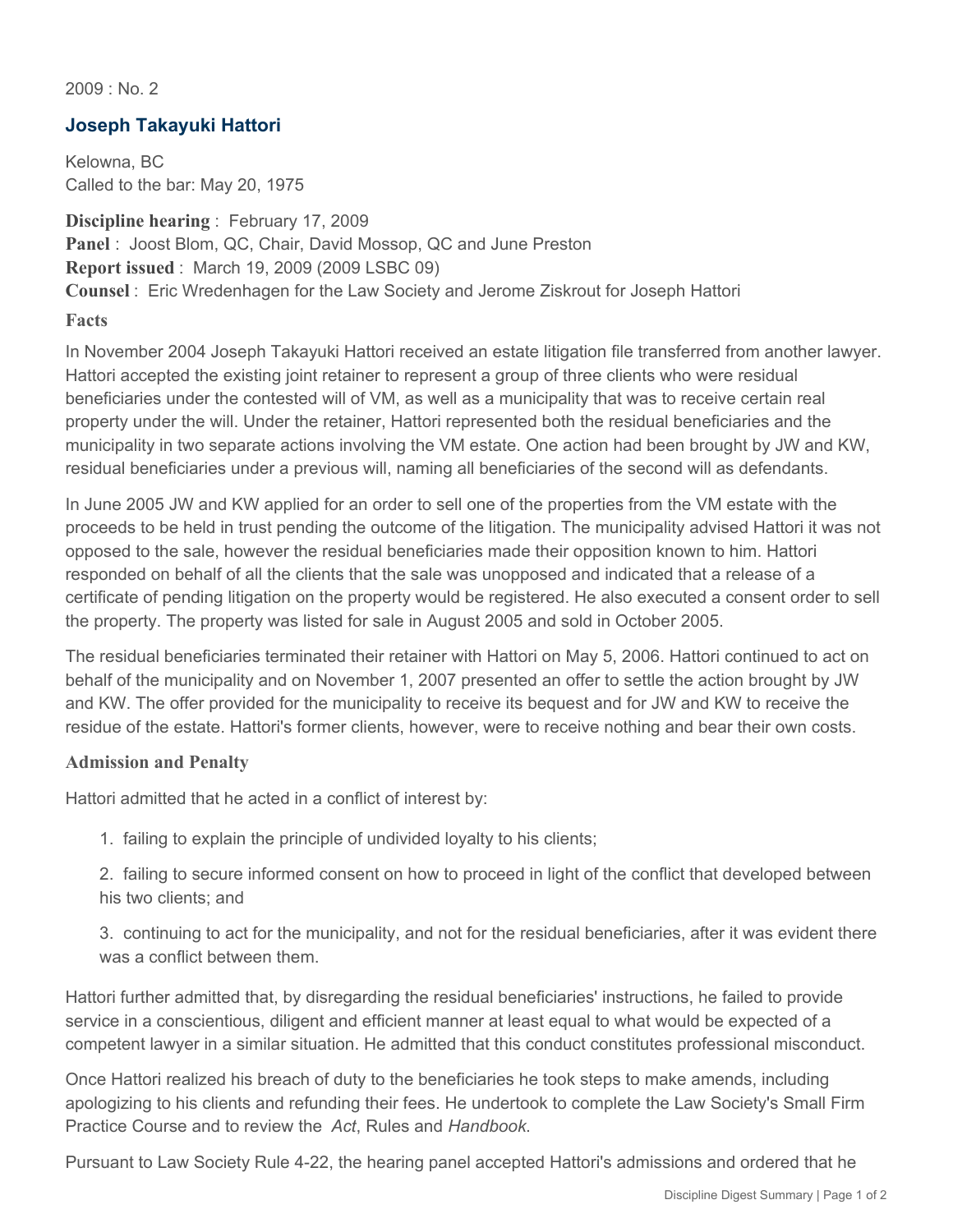2009 : No. 2

## Joseph Takayuki Hattori

Kelowna, BC
Called to the bar: May 20, 1975

**Discipline hearing** : February 17, 2009
**Panel** : Joost Blom, QC, Chair, David Mossop, QC and June Preston
**Report issued** : March 19, 2009 (2009 LSBC 09)
**Counsel** : Eric Wredenhagen for the Law Society and Jerome Ziskrout for Joseph Hattori

### Facts

In November 2004 Joseph Takayuki Hattori received an estate litigation file transferred from another lawyer. Hattori accepted the existing joint retainer to represent a group of three clients who were residual beneficiaries under the contested will of VM, as well as a municipality that was to receive certain real property under the will. Under the retainer, Hattori represented both the residual beneficiaries and the municipality in two separate actions involving the VM estate. One action had been brought by JW and KW, residual beneficiaries under a previous will, naming all beneficiaries of the second will as defendants.

In June 2005 JW and KW applied for an order to sell one of the properties from the VM estate with the proceeds to be held in trust pending the outcome of the litigation. The municipality advised Hattori it was not opposed to the sale, however the residual beneficiaries made their opposition known to him. Hattori responded on behalf of all the clients that the sale was unopposed and indicated that a release of a certificate of pending litigation on the property would be registered. He also executed a consent order to sell the property. The property was listed for sale in August 2005 and sold in October 2005.

The residual beneficiaries terminated their retainer with Hattori on May 5, 2006. Hattori continued to act on behalf of the municipality and on November 1, 2007 presented an offer to settle the action brought by JW and KW. The offer provided for the municipality to receive its bequest and for JW and KW to receive the residue of the estate. Hattori's former clients, however, were to receive nothing and bear their own costs.

### Admission and Penalty

Hattori admitted that he acted in a conflict of interest by:

1. failing to explain the principle of undivided loyalty to his clients;
2. failing to secure informed consent on how to proceed in light of the conflict that developed between his two clients; and
3. continuing to act for the municipality, and not for the residual beneficiaries, after it was evident there was a conflict between them.

Hattori further admitted that, by disregarding the residual beneficiaries' instructions, he failed to provide service in a conscientious, diligent and efficient manner at least equal to what would be expected of a competent lawyer in a similar situation. He admitted that this conduct constitutes professional misconduct.

Once Hattori realized his breach of duty to the beneficiaries he took steps to make amends, including apologizing to his clients and refunding their fees. He undertook to complete the Law Society's Small Firm Practice Course and to review the *Act*, Rules and *Handbook*.

Pursuant to Law Society Rule 4-22, the hearing panel accepted Hattori's admissions and ordered that he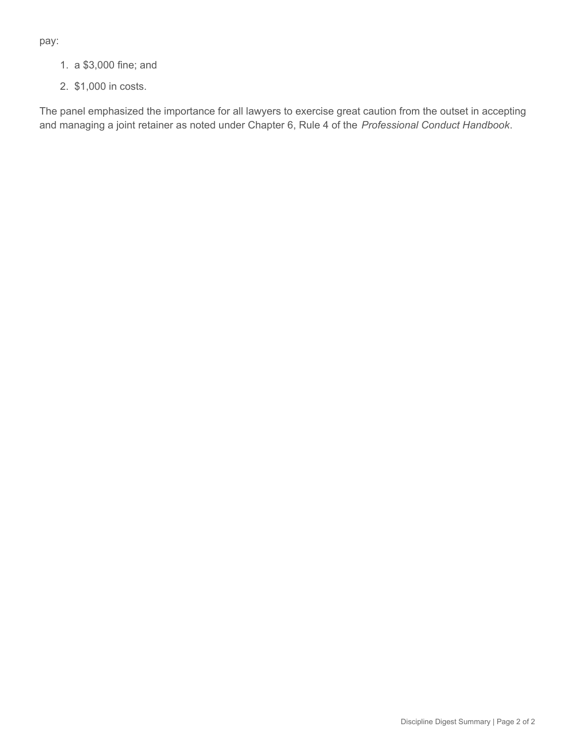pay:

1. a $3,000 fine; and
2. $1,000 in costs.

The panel emphasized the importance for all lawyers to exercise great caution from the outset in accepting and managing a joint retainer as noted under Chapter 6, Rule 4 of the *Professional Conduct Handbook*.